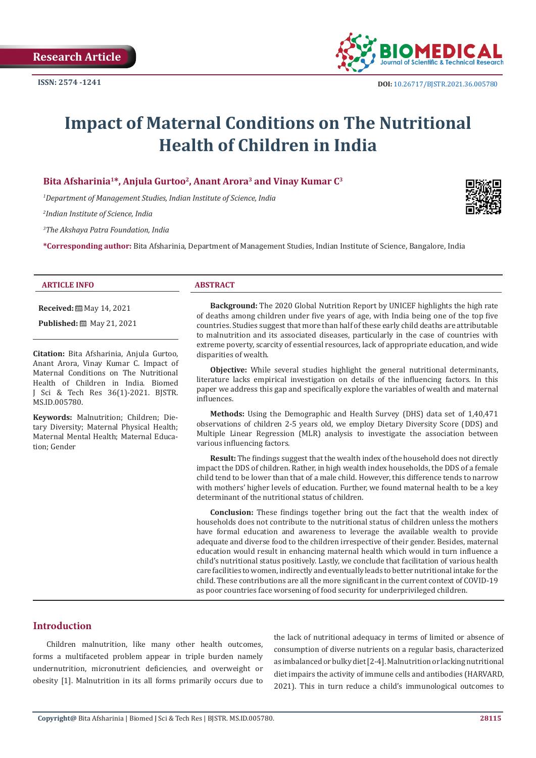Research Article

ISSN: 2574 -1241

DOI: 10.26717/BJSTR.2021.36.005780

# Impact of Maternal Conditions on The Nutritional Health of Children in India

**Bita Afsharinia[1]*, Anjula Gurtoo[2], Anant Arora[3] and Vinay Kumar C[3]**

[1]*Department of Management Studies, Indian Institute of Science, India*

[2]*Indian Institute of Science, India*

[3]*The Akshaya Patra Foundation, India*

**\*Corresponding author:** Bita Afsharinia, Department of Management Studies, Indian Institute of Science, Bangalore, India

## ARTICLE INFO

**Received:** May 14, 2021

**Published:** May 21, 2021

**Citation:** Bita Afsharinia, Anjula Gurtoo, Anant Arora, Vinay Kumar C. Impact of Maternal Conditions on The Nutritional Health of Children in India. Biomed J Sci & Tech Res 36(1)-2021. BJSTR. MS.ID.005780.

**Keywords:** Malnutrition; Children; Dietary Diversity; Maternal Physical Health; Maternal Mental Health; Maternal Education; Gender

## ABSTRACT

**Background:** The 2020 Global Nutrition Report by UNICEF highlights the high rate of deaths among children under five years of age, with India being one of the top five countries. Studies suggest that more than half of these early child deaths are attributable to malnutrition and its associated diseases, particularly in the case of countries with extreme poverty, scarcity of essential resources, lack of appropriate education, and wide disparities of wealth.

**Objective:** While several studies highlight the general nutritional determinants, literature lacks empirical investigation on details of the influencing factors. In this paper we address this gap and specifically explore the variables of wealth and maternal influences.

**Methods:** Using the Demographic and Health Survey (DHS) data set of 1,40,471 observations of children 2-5 years old, we employ Dietary Diversity Score (DDS) and Multiple Linear Regression (MLR) analysis to investigate the association between various influencing factors.

**Result:** The findings suggest that the wealth index of the household does not directly impact the DDS of children. Rather, in high wealth index households, the DDS of a female child tend to be lower than that of a male child. However, this difference tends to narrow with mothers' higher levels of education. Further, we found maternal health to be a key determinant of the nutritional status of children.

**Conclusion:** These findings together bring out the fact that the wealth index of households does not contribute to the nutritional status of children unless the mothers have formal education and awareness to leverage the available wealth to provide adequate and diverse food to the children irrespective of their gender. Besides, maternal education would result in enhancing maternal health which would in turn influence a child's nutritional status positively. Lastly, we conclude that facilitation of various health care facilities to women, indirectly and eventually leads to better nutritional intake for the child. These contributions are all the more significant in the current context of COVID-19 as poor countries face worsening of food security for underprivileged children.

## Introduction

Children malnutrition, like many other health outcomes, forms a multifaceted problem appear in triple burden namely undernutrition, micronutrient deficiencies, and overweight or obesity [1]. Malnutrition in its all forms primarily occurs due to the lack of nutritional adequacy in terms of limited or absence of consumption of diverse nutrients on a regular basis, characterized as imbalanced or bulky diet [2-4]. Malnutrition or lacking nutritional diet impairs the activity of immune cells and antibodies (HARVARD, 2021). This in turn reduce a child's immunological outcomes to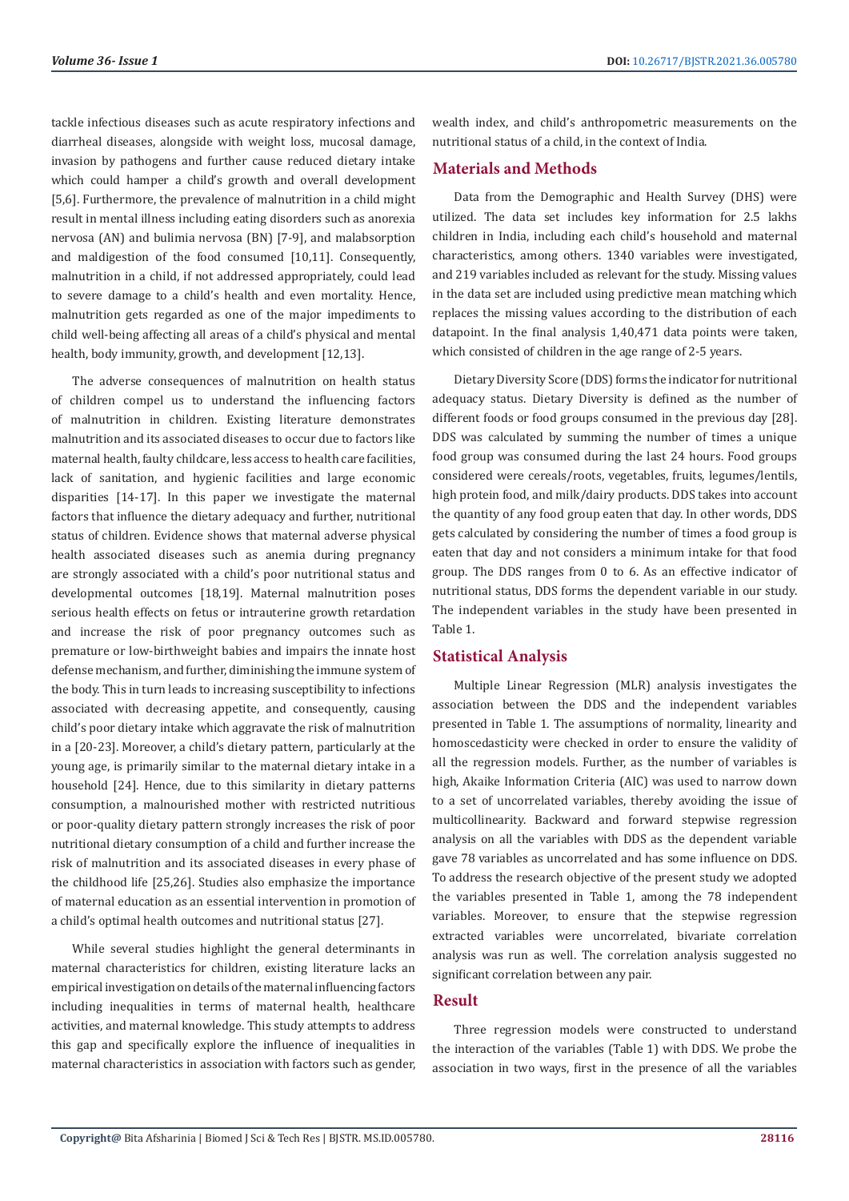tackle infectious diseases such as acute respiratory infections and diarrheal diseases, alongside with weight loss, mucosal damage, invasion by pathogens and further cause reduced dietary intake which could hamper a child's growth and overall development [5,6]. Furthermore, the prevalence of malnutrition in a child might result in mental illness including eating disorders such as anorexia nervosa (AN) and bulimia nervosa (BN) [7-9], and malabsorption and maldigestion of the food consumed [10,11]. Consequently, malnutrition in a child, if not addressed appropriately, could lead to severe damage to a child's health and even mortality. Hence, malnutrition gets regarded as one of the major impediments to child well-being affecting all areas of a child's physical and mental health, body immunity, growth, and development [12,13].

The adverse consequences of malnutrition on health status of children compel us to understand the influencing factors of malnutrition in children. Existing literature demonstrates malnutrition and its associated diseases to occur due to factors like maternal health, faulty childcare, less access to health care facilities, lack of sanitation, and hygienic facilities and large economic disparities [14-17]. In this paper we investigate the maternal factors that influence the dietary adequacy and further, nutritional status of children. Evidence shows that maternal adverse physical health associated diseases such as anemia during pregnancy are strongly associated with a child's poor nutritional status and developmental outcomes [18,19]. Maternal malnutrition poses serious health effects on fetus or intrauterine growth retardation and increase the risk of poor pregnancy outcomes such as premature or low-birthweight babies and impairs the innate host defense mechanism, and further, diminishing the immune system of the body. This in turn leads to increasing susceptibility to infections associated with decreasing appetite, and consequently, causing child's poor dietary intake which aggravate the risk of malnutrition in a [20-23]. Moreover, a child's dietary pattern, particularly at the young age, is primarily similar to the maternal dietary intake in a household [24]. Hence, due to this similarity in dietary patterns consumption, a malnourished mother with restricted nutritious or poor-quality dietary pattern strongly increases the risk of poor nutritional dietary consumption of a child and further increase the risk of malnutrition and its associated diseases in every phase of the childhood life [25,26]. Studies also emphasize the importance of maternal education as an essential intervention in promotion of a child's optimal health outcomes and nutritional status [27].

While several studies highlight the general determinants in maternal characteristics for children, existing literature lacks an empirical investigation on details of the maternal influencing factors including inequalities in terms of maternal health, healthcare activities, and maternal knowledge. This study attempts to address this gap and specifically explore the influence of inequalities in maternal characteristics in association with factors such as gender, wealth index, and child's anthropometric measurements on the nutritional status of a child, in the context of India.

## Materials and Methods

Data from the Demographic and Health Survey (DHS) were utilized. The data set includes key information for 2.5 lakhs children in India, including each child's household and maternal characteristics, among others. 1340 variables were investigated, and 219 variables included as relevant for the study. Missing values in the data set are included using predictive mean matching which replaces the missing values according to the distribution of each datapoint. In the final analysis 1,40,471 data points were taken, which consisted of children in the age range of 2-5 years.

Dietary Diversity Score (DDS) forms the indicator for nutritional adequacy status. Dietary Diversity is defined as the number of different foods or food groups consumed in the previous day [28]. DDS was calculated by summing the number of times a unique food group was consumed during the last 24 hours. Food groups considered were cereals/roots, vegetables, fruits, legumes/lentils, high protein food, and milk/dairy products. DDS takes into account the quantity of any food group eaten that day. In other words, DDS gets calculated by considering the number of times a food group is eaten that day and not considers a minimum intake for that food group. The DDS ranges from 0 to 6. As an effective indicator of nutritional status, DDS forms the dependent variable in our study. The independent variables in the study have been presented in Table 1.

## Statistical Analysis

Multiple Linear Regression (MLR) analysis investigates the association between the DDS and the independent variables presented in Table 1. The assumptions of normality, linearity and homoscedasticity were checked in order to ensure the validity of all the regression models. Further, as the number of variables is high, Akaike Information Criteria (AIC) was used to narrow down to a set of uncorrelated variables, thereby avoiding the issue of multicollinearity. Backward and forward stepwise regression analysis on all the variables with DDS as the dependent variable gave 78 variables as uncorrelated and has some influence on DDS. To address the research objective of the present study we adopted the variables presented in Table 1, among the 78 independent variables. Moreover, to ensure that the stepwise regression extracted variables were uncorrelated, bivariate correlation analysis was run as well. The correlation analysis suggested no significant correlation between any pair.

## Result

Three regression models were constructed to understand the interaction of the variables (Table 1) with DDS. We probe the association in two ways, first in the presence of all the variables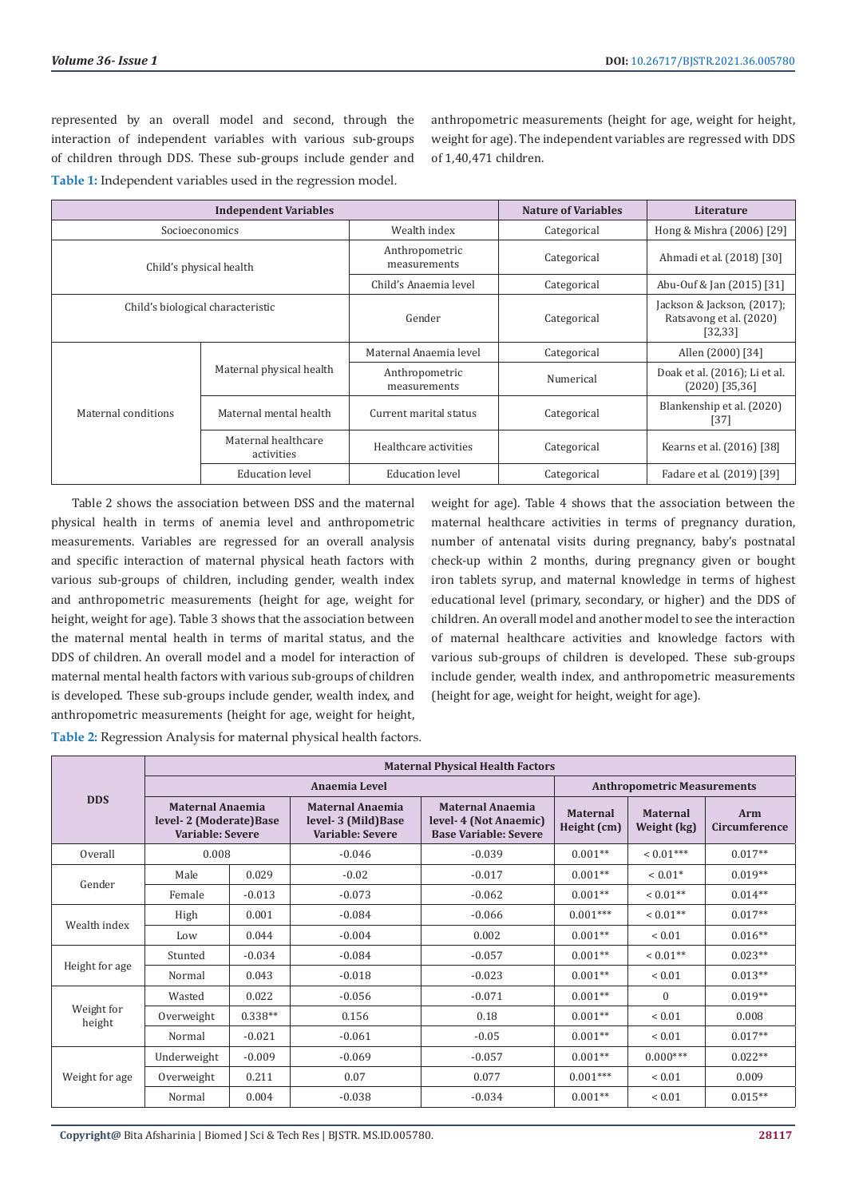represented by an overall model and second, through the interaction of independent variables with various sub-groups of children through DDS. These sub-groups include gender and anthropometric measurements (height for age, weight for height, weight for age). The independent variables are regressed with DDS of 1,40,471 children.

**Table 1:** Independent variables used in the regression model.

| Independent Variables | | | Nature of Variables | Literature |
|---|---|---|---|---|
| Socioeconomics | | Wealth index | Categorical | Hong & Mishra (2006) [29] |
| Child's physical health | | Anthropometric measurements | Categorical | Ahmadi et al. (2018) [30] |
| | | Child's Anaemia level | Categorical | Abu-Ouf & Jan (2015) [31] |
| Child's biological characteristic | | Gender | Categorical | Jackson & Jackson, (2017); Ratsavong et al. (2020) [32,33] |
| Maternal conditions | Maternal physical health | Maternal Anaemia level | Categorical | Allen (2000) [34] |
| | | Anthropometric measurements | Numerical | Doak et al. (2016); Li et al. (2020) [35,36] |
| | Maternal mental health | Current marital status | Categorical | Blankenship et al. (2020) [37] |
| | Maternal healthcare activities | Healthcare activities | Categorical | Kearns et al. (2016) [38] |
| | Education level | Education level | Categorical | Fadare et al. (2019) [39] |

Table 2 shows the association between DSS and the maternal physical health in terms of anemia level and anthropometric measurements. Variables are regressed for an overall analysis and specific interaction of maternal physical heath factors with various sub-groups of children, including gender, wealth index and anthropometric measurements (height for age, weight for height, weight for age). Table 3 shows that the association between the maternal mental health in terms of marital status, and the DDS of children. An overall model and a model for interaction of maternal mental health factors with various sub-groups of children is developed. These sub-groups include gender, wealth index, and anthropometric measurements (height for age, weight for height, weight for age). Table 4 shows that the association between the maternal healthcare activities in terms of pregnancy duration, number of antenatal visits during pregnancy, baby's postnatal check-up within 2 months, during pregnancy given or bought iron tablets syrup, and maternal knowledge in terms of highest educational level (primary, secondary, or higher) and the DDS of children. An overall model and another model to see the interaction of maternal healthcare activities and knowledge factors with various sub-groups of children is developed. These sub-groups include gender, wealth index, and anthropometric measurements (height for age, weight for height, weight for age).

**Table 2:** Regression Analysis for maternal physical health factors.

| DDS | | Maternal Physical Health Factors | | | | | |
|---|---|---|---|---|---|---|---|
| | | Anaemia Level | | | Anthropometric Measurements | | |
| | | Maternal Anaemia level- 2 (Moderate)Base Variable: Severe | Maternal Anaemia level- 3 (Mild)Base Variable: Severe | Maternal Anaemia level- 4 (Not Anaemic) Base Variable: Severe | Maternal Height (cm) | Maternal Weight (kg) | Arm Circumference |
| Overall | | 0.008 | -0.046 | -0.039 | 0.001** | < 0.01*** | 0.017** |
| Gender | Male | 0.029 | -0.02 | -0.017 | 0.001** | < 0.01* | 0.019** |
| | Female | -0.013 | -0.073 | -0.062 | 0.001** | < 0.01** | 0.014** |
| Wealth index | High | 0.001 | -0.084 | -0.066 | 0.001*** | < 0.01** | 0.017** |
| | Low | 0.044 | -0.004 | 0.002 | 0.001** | < 0.01 | 0.016** |
| Height for age | Stunted | -0.034 | -0.084 | -0.057 | 0.001** | < 0.01** | 0.023** |
| | Normal | 0.043 | -0.018 | -0.023 | 0.001** | < 0.01 | 0.013** |
| Weight for height | Wasted | 0.022 | -0.056 | -0.071 | 0.001** | 0 | 0.019** |
| | Overweight | 0.338** | 0.156 | 0.18 | 0.001** | < 0.01 | 0.008 |
| | Normal | -0.021 | -0.061 | -0.05 | 0.001** | < 0.01 | 0.017** |
| Weight for age | Underweight | -0.009 | -0.069 | -0.057 | 0.001** | 0.000*** | 0.022** |
| | Overweight | 0.211 | 0.07 | 0.077 | 0.001*** | < 0.01 | 0.009 |
| | Normal | 0.004 | -0.038 | -0.034 | 0.001** | < 0.01 | 0.015** |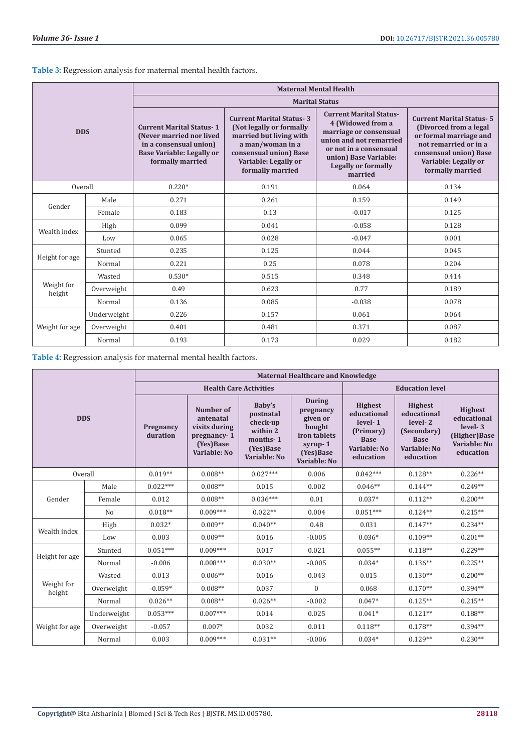**Table 3:** Regression analysis for maternal mental health factors.

| DDS | | Maternal Mental Health | | | |
|---|---|---|---|---|---|
| | | Marital Status | | | |
| | | Current Marital Status- 1 (Never married nor lived in a consensual union) Base Variable: Legally or formally married | Current Marital Status- 3 (Not legally or formally married but living with a man/woman in a consensual union) Base Variable: Legally or formally married | Current Marital Status- 4 (Widowed from a marriage or consensual union and not remarried or not in a consensual union) Base Variable: Legally or formally married | Current Marital Status- 5 (Divorced from a legal or formal marriage and not remarried or in a consensual union) Base Variable: Legally or formally married |
| Overall | | 0.220* | 0.191 | 0.064 | 0.134 |
| Gender | Male | 0.271 | 0.261 | 0.159 | 0.149 |
| | Female | 0.183 | 0.13 | -0.017 | 0.125 |
| Wealth index | High | 0.099 | 0.041 | -0.058 | 0.128 |
| | Low | 0.065 | 0.028 | -0.047 | 0.001 |
| Height for age | Stunted | 0.235 | 0.125 | 0.044 | 0.045 |
| | Normal | 0.221 | 0.25 | 0.078 | 0.204 |
| Weight for height | Wasted | 0.530* | 0.515 | 0.348 | 0.414 |
| | Overweight | 0.49 | 0.623 | 0.77 | 0.189 |
| | Normal | 0.136 | 0.085 | -0.038 | 0.078 |
| Weight for age | Underweight | 0.226 | 0.157 | 0.061 | 0.064 |
| | Overweight | 0.401 | 0.481 | 0.371 | 0.087 |
| | Normal | 0.193 | 0.173 | 0.029 | 0.182 |

**Table 4:** Regression analysis for maternal mental health factors.

| DDS | | Maternal Healthcare and Knowledge | | | | | | |
|---|---|---|---|---|---|---|---|---|
| | | Health Care Activities | | | | Education level | | |
| | | Pregnancy duration | Number of antenatal visits during pregnancy- 1 (Yes)Base Variable: No | Baby's postnatal check-up within 2 months- 1 (Yes)Base Variable: No | During pregnancy given or bought iron tablets syrup- 1 (Yes)Base Variable: No | Highest educational level- 1 (Primary) Base Variable: No education | Highest educational level- 2 (Secondary) Base Variable: No education | Highest educational level- 3 (Higher)Base Variable: No education |
| Overall | | 0.019** | 0.008** | 0.027*** | 0.006 | 0.042*** | 0.128** | 0.226** |
| Gender | Male | 0.022*** | 0.008** | 0.015 | 0.002 | 0.046** | 0.144** | 0.249** |
| | Female | 0.012 | 0.008** | 0.036*** | 0.01 | 0.037* | 0.112** | 0.200** |
| | No | 0.018** | 0.009*** | 0.022** | 0.004 | 0.051*** | 0.124** | 0.215** |
| Wealth index | High | 0.032* | 0.009** | 0.040** | 0.48 | 0.031 | 0.147** | 0.234** |
| | Low | 0.003 | 0.009** | 0.016 | -0.005 | 0.036* | 0.109** | 0.201** |
| Height for age | Stunted | 0.051*** | 0.009*** | 0.017 | 0.021 | 0.055** | 0.118** | 0.229** |
| | Normal | -0.006 | 0.008*** | 0.030** | -0.005 | 0.034* | 0.136** | 0.225** |
| Weight for height | Wasted | 0.013 | 0.006** | 0.016 | 0.043 | 0.015 | 0.130** | 0.200** |
| | Overweight | -0.059* | 0.008** | 0.037 | 0 | 0.068 | 0.170** | 0.394** |
| | Normal | 0.026** | 0.008** | 0.026** | -0.002 | 0.047* | 0.125** | 0.215** |
| Weight for age | Underweight | 0.053*** | 0.007*** | 0.014 | 0.025 | 0.041* | 0.121** | 0.188** |
| | Overweight | -0.057 | 0.007* | 0.032 | 0.011 | 0.118** | 0.178** | 0.394** |
| | Normal | 0.003 | 0.009*** | 0.031** | -0.006 | 0.034* | 0.129** | 0.230** |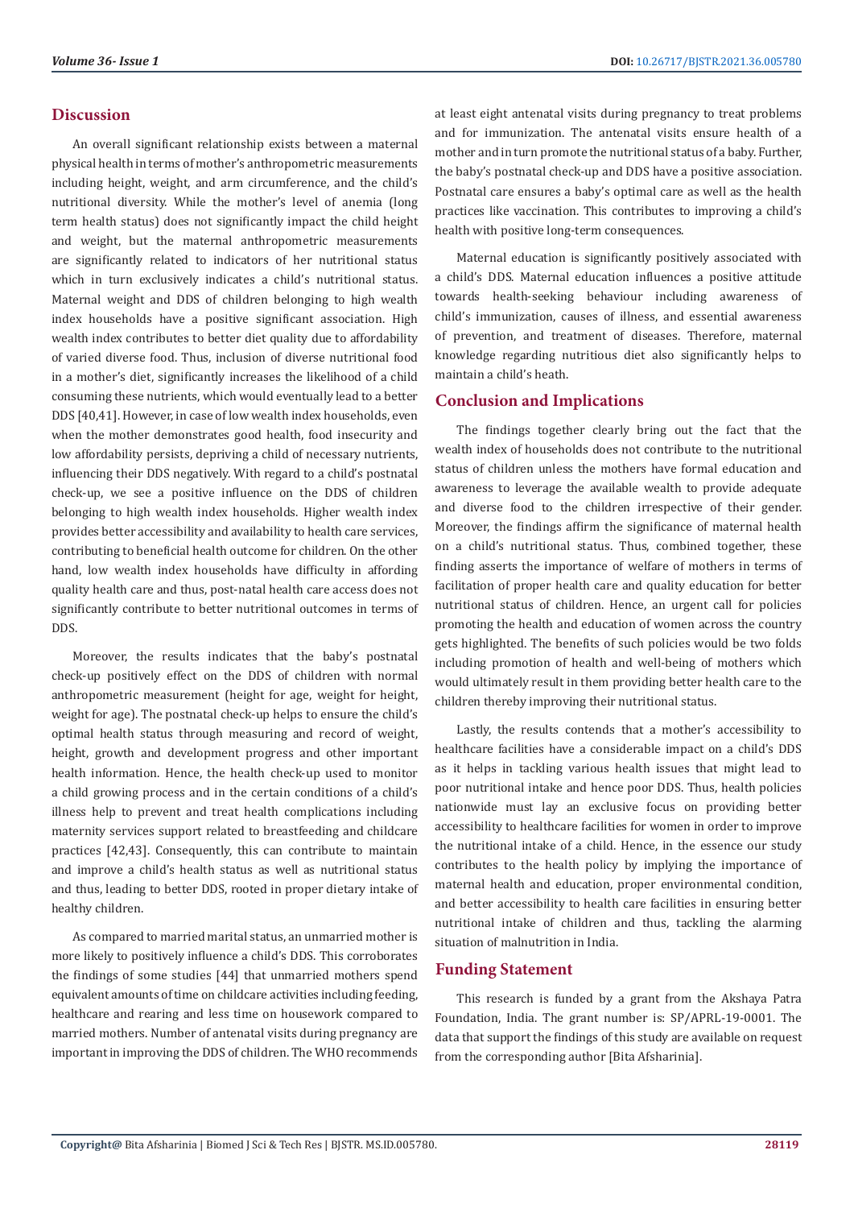## Discussion

An overall significant relationship exists between a maternal physical health in terms of mother's anthropometric measurements including height, weight, and arm circumference, and the child's nutritional diversity. While the mother's level of anemia (long term health status) does not significantly impact the child height and weight, but the maternal anthropometric measurements are significantly related to indicators of her nutritional status which in turn exclusively indicates a child's nutritional status. Maternal weight and DDS of children belonging to high wealth index households have a positive significant association. High wealth index contributes to better diet quality due to affordability of varied diverse food. Thus, inclusion of diverse nutritional food in a mother's diet, significantly increases the likelihood of a child consuming these nutrients, which would eventually lead to a better DDS [40,41]. However, in case of low wealth index households, even when the mother demonstrates good health, food insecurity and low affordability persists, depriving a child of necessary nutrients, influencing their DDS negatively. With regard to a child's postnatal check-up, we see a positive influence on the DDS of children belonging to high wealth index households. Higher wealth index provides better accessibility and availability to health care services, contributing to beneficial health outcome for children. On the other hand, low wealth index households have difficulty in affording quality health care and thus, post-natal health care access does not significantly contribute to better nutritional outcomes in terms of DDS.

Moreover, the results indicates that the baby's postnatal check-up positively effect on the DDS of children with normal anthropometric measurement (height for age, weight for height, weight for age). The postnatal check-up helps to ensure the child's optimal health status through measuring and record of weight, height, growth and development progress and other important health information. Hence, the health check-up used to monitor a child growing process and in the certain conditions of a child's illness help to prevent and treat health complications including maternity services support related to breastfeeding and childcare practices [42,43]. Consequently, this can contribute to maintain and improve a child's health status as well as nutritional status and thus, leading to better DDS, rooted in proper dietary intake of healthy children.

As compared to married marital status, an unmarried mother is more likely to positively influence a child's DDS. This corroborates the findings of some studies [44] that unmarried mothers spend equivalent amounts of time on childcare activities including feeding, healthcare and rearing and less time on housework compared to married mothers. Number of antenatal visits during pregnancy are important in improving the DDS of children. The WHO recommends at least eight antenatal visits during pregnancy to treat problems and for immunization. The antenatal visits ensure health of a mother and in turn promote the nutritional status of a baby. Further, the baby's postnatal check-up and DDS have a positive association. Postnatal care ensures a baby's optimal care as well as the health practices like vaccination. This contributes to improving a child's health with positive long-term consequences.

Maternal education is significantly positively associated with a child's DDS. Maternal education influences a positive attitude towards health-seeking behaviour including awareness of child's immunization, causes of illness, and essential awareness of prevention, and treatment of diseases. Therefore, maternal knowledge regarding nutritious diet also significantly helps to maintain a child's heath.

## Conclusion and Implications

The findings together clearly bring out the fact that the wealth index of households does not contribute to the nutritional status of children unless the mothers have formal education and awareness to leverage the available wealth to provide adequate and diverse food to the children irrespective of their gender. Moreover, the findings affirm the significance of maternal health on a child's nutritional status. Thus, combined together, these finding asserts the importance of welfare of mothers in terms of facilitation of proper health care and quality education for better nutritional status of children. Hence, an urgent call for policies promoting the health and education of women across the country gets highlighted. The benefits of such policies would be two folds including promotion of health and well-being of mothers which would ultimately result in them providing better health care to the children thereby improving their nutritional status.

Lastly, the results contends that a mother's accessibility to healthcare facilities have a considerable impact on a child's DDS as it helps in tackling various health issues that might lead to poor nutritional intake and hence poor DDS. Thus, health policies nationwide must lay an exclusive focus on providing better accessibility to healthcare facilities for women in order to improve the nutritional intake of a child. Hence, in the essence our study contributes to the health policy by implying the importance of maternal health and education, proper environmental condition, and better accessibility to health care facilities in ensuring better nutritional intake of children and thus, tackling the alarming situation of malnutrition in India.

## Funding Statement

This research is funded by a grant from the Akshaya Patra Foundation, India. The grant number is: SP/APRL-19-0001. The data that support the findings of this study are available on request from the corresponding author [Bita Afsharinia].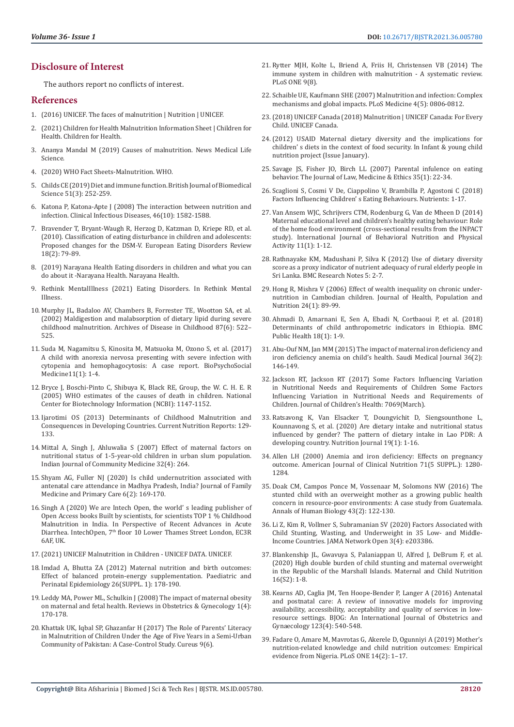## Disclosure of Interest

The authors report no conflicts of interest.

## References

1. (2016) UNICEF. The faces of malnutrition | Nutrition | UNICEF.
2. (2021) Children for Health Malnutrition Information Sheet | Children for Health. Children for Health.
3. Ananya Mandal M (2019) Causes of malnutrition. News Medical Life Science.
4. (2020) WHO Fact Sheets-Malnutrition. WHO.
5. Childs CE (2019) Diet and immune function. British Journal of Biomedical Science 51(3): 252-259.
6. Katona P, Katona-Apte J (2008) The interaction between nutrition and infection. Clinical Infectious Diseases, 46(10): 1582-1588.
7. Bravender T, Bryant-Waugh R, Herzog D, Katzman D, Kriepe RD, et al. (2010). Classification of eating disturbance in children and adolescents: Proposed changes for the DSM-V. European Eating Disorders Review 18(2): 79-89.
8. (2019) Narayana Health Eating disorders in children and what you can do about it -Narayana Health. Narayana Health.
9. Rethink MentalIllness (2021) Eating Disorders. In Rethink Mental Illness.
10. Murphy JL, Badaloo AV, Chambers B, Forrester TE, Wootton SA, et al. (2002) Maldigestion and malabsorption of dietary lipid during severe childhood malnutrition. Archives of Disease in Childhood 87(6): 522–525.
11. Suda M, Nagamitsu S, Kinosita M, Matsuoka M, Ozono S, et al. (2017) A child with anorexia nervosa presenting with severe infection with cytopenia and hemophagocytosis: A case report. BioPsychoSocial Medicine11(1): 1-4.
12. Bryce J, Boschi-Pinto C, Shibuya K, Black RE, Group, the W. C. H. E. R (2005) WHO estimates of the causes of death in children. National Center for Biotechnology Information (NCBI): 1147-1152.
13. Ijarotimi OS (2013) Determinants of Childhood Malnutrition and Consequences in Developing Countries. Current Nutrition Reports: 129-133.
14. Mittal A, Singh J, Ahluwalia S (2007) Effect of maternal factors on nutritional status of 1-5-year-old children in urban slum population. Indian Journal of Community Medicine 32(4): 264.
15. Shyam AG, Fuller NJ (2020) Is child undernutrition associated with antenatal care attendance in Madhya Pradesh, India? Journal of Family Medicine and Primary Care 6(2): 169-170.
16. Singh A (2020) We are Intech Open, the world' s leading publisher of Open Access books Built by scientists, for scientists TOP 1 % Childhood Malnutrition in India. In Perspective of Recent Advances in Acute Diarrhea. IntechOpen, 7th floor 10 Lower Thames Street London, EC3R 6AF, UK.
17. (2021) UNICEF Malnutrition in Children - UNICEF DATA. UNICEF.
18. Imdad A, Bhutta ZA (2012) Maternal nutrition and birth outcomes: Effect of balanced protein-energy supplementation. Paediatric and Perinatal Epidemiology 26(SUPPL. 1): 178-190.
19. Leddy MA, Power ML, Schulkin J (2008) The impact of maternal obesity on maternal and fetal health. Reviews in Obstetrics & Gynecology 1(4): 170-178.
20. Khattak UK, Iqbal SP, Ghazanfar H (2017) The Role of Parents' Literacy in Malnutrition of Children Under the Age of Five Years in a Semi-Urban Community of Pakistan: A Case-Control Study. Cureus 9(6).
21. Rytter MJH, Kolte L, Briend A, Friis H, Christensen VB (2014) The immune system in children with malnutrition - A systematic review. PLoS ONE 9(8).
22. Schaible UE, Kaufmann SHE (2007) Malnutrition and infection: Complex mechanisms and global impacts. PLoS Medicine 4(5): 0806-0812.
23. (2018) UNICEF Canada (2018) Malnutrition | UNICEF Canada: For Every Child. UNICEF Canada.
24. (2012) USAID Maternal dietary diversity and the implications for children' s diets in the context of food security. In Infant & young child nutrition project (Issue January).
25. Savage JS, Fisher JO, Birch LL (2007) Parental infulence on eating behavior. The Journal of Law, Medicine & Ethics 35(1): 22-34.
26. Scaglioni S, Cosmi V De, Ciappolino V, Brambilla P, Agostoni C (2018) Factors Influencing Children' s Eating Behaviours. Nutrients: 1-17.
27. Van Ansem WJC, Schrijvers CTM, Rodenburg G, Van de Mheen D (2014) Maternal educational level and children's healthy eating behaviour: Role of the home food environment (cross-sectional results from the INPACT study). International Journal of Behavioral Nutrition and Physical Activity 11(1): 1-12.
28. Rathnayake KM, Madushani P, Silva K (2012) Use of dietary diversity score as a proxy indicator of nutrient adequacy of rural elderly people in Sri Lanka. BMC Research Notes 5: 2-7.
29. Hong R, Mishra V (2006) Effect of wealth inequality on chronic under-nutrition in Cambodian children. Journal of Health, Population and Nutrition 24(1): 89-99.
30. Ahmadi D, Amarnani E, Sen A, Ebadi N, Cortbaoui P, et al. (2018) Determinants of child anthropometric indicators in Ethiopia. BMC Public Health 18(1): 1-9.
31. Abu-Ouf NM, Jan MM (2015) The impact of maternal iron deficiency and iron deficiency anemia on child's health. Saudi Medical Journal 36(2): 146-149.
32. Jackson RT, Jackson RT (2017) Some Factors Influencing Variation in Nutritional Needs and Requirements of Children Some Factors Influencing Variation in Nutritional Needs and Requirements of Children. Journal of Children's Health: 7069(March).
33. Ratsavong K, Van Elsacker T, Doungvichit D, Siengsounthone L, Kounnavong S, et al. (2020) Are dietary intake and nutritional status influenced by gender? The pattern of dietary intake in Lao PDR: A developing country. Nutrition Journal 19(1): 1-16.
34. Allen LH (2000) Anemia and iron deficiency: Effects on pregnancy outcome. American Journal of Clinical Nutrition 71(5 SUPPL.): 1280-1284.
35. Doak CM, Campos Ponce M, Vossenaar M, Solomons NW (2016) The stunted child with an overweight mother as a growing public health concern in resource-poor environments: A case study from Guatemala. Annals of Human Biology 43(2): 122-130.
36. Li Z, Kim R, Vollmer S, Subramanian SV (2020) Factors Associated with Child Stunting, Wasting, and Underweight in 35 Low- and Middle-Income Countries. JAMA Network Open 3(4): e203386.
37. Blankenship JL, Gwavuya S, Palaniappan U, Alfred J, DeBrum F, et al. (2020) High double burden of child stunting and maternal overweight in the Republic of the Marshall Islands. Maternal and Child Nutrition 16(S2): 1-8.
38. Kearns AD, Caglia JM, Ten Hoope-Bender P, Langer A (2016) Antenatal and postnatal care: A review of innovative models for improving availability, accessibility, acceptability and quality of services in low-resource settings. BJOG: An International Journal of Obstetrics and Gynaecology 123(4): 540-548.
39. Fadare O, Amare M, Mavrotas G, Akerele D, Ogunniyi A (2019) Mother's nutrition-related knowledge and child nutrition outcomes: Empirical evidence from Nigeria. PLoS ONE 14(2): 1–17.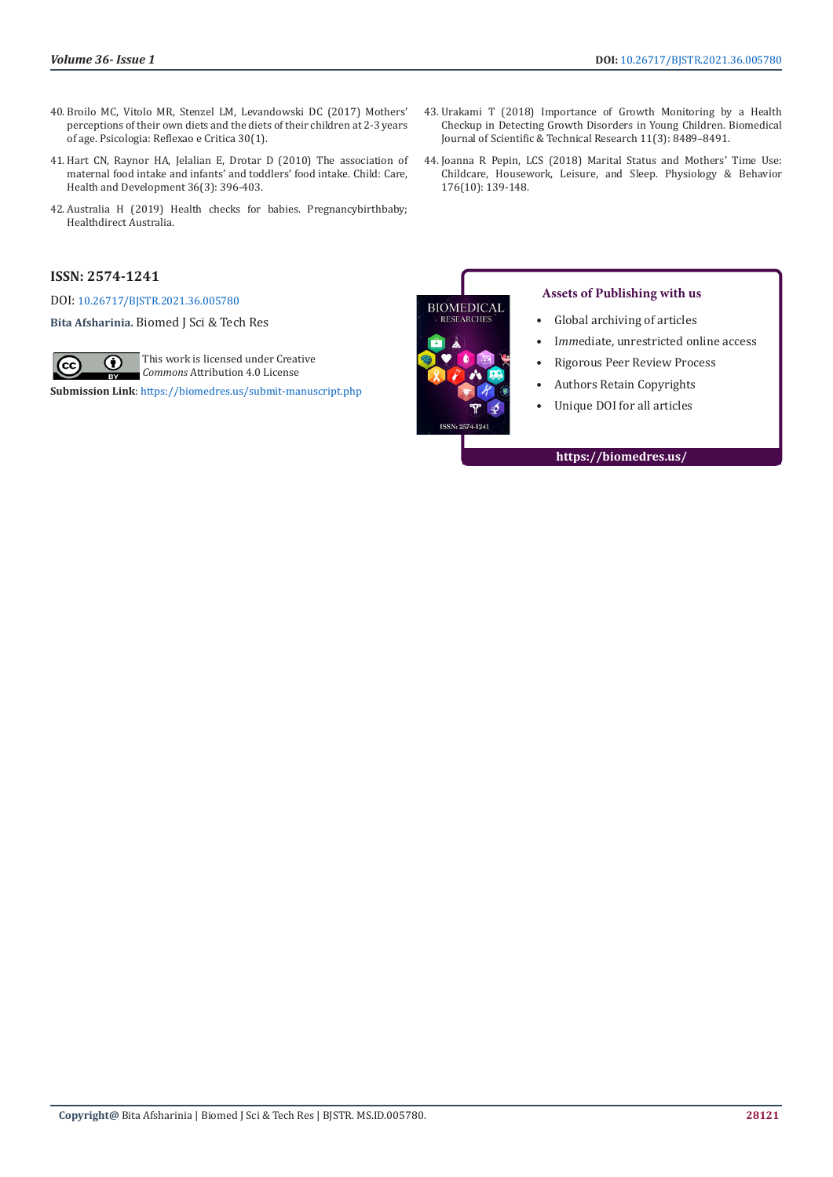40. Broilo MC, Vitolo MR, Stenzel LM, Levandowski DC (2017) Mothers' perceptions of their own diets and the diets of their children at 2-3 years of age. Psicologia: Reflexao e Critica 30(1).
41. Hart CN, Raynor HA, Jelalian E, Drotar D (2010) The association of maternal food intake and infants' and toddlers' food intake. Child: Care, Health and Development 36(3): 396-403.
42. Australia H (2019) Health checks for babies. Pregnancybirthbaby; Healthdirect Australia.
43. Urakami T (2018) Importance of Growth Monitoring by a Health Checkup in Detecting Growth Disorders in Young Children. Biomedical Journal of Scientific & Technical Research 11(3): 8489–8491.
44. Joanna R Pepin, LCS (2018) Marital Status and Mothers' Time Use: Childcare, Housework, Leisure, and Sleep. Physiology & Behavior 176(10): 139-148.

**ISSN: 2574-1241**

DOI: 10.26717/BJSTR.2021.36.005780

**Bita Afsharinia.** Biomed J Sci & Tech Res

This work is licensed under Creative *Commons* Attribution 4.0 License

**Submission Link**: https://biomedres.us/submit-manuscript.php

**Assets of Publishing with us**

- Global archiving of articles
- Immediate, unrestricted online access
- Rigorous Peer Review Process
- Authors Retain Copyrights
- Unique DOI for all articles

**https://biomedres.us/**